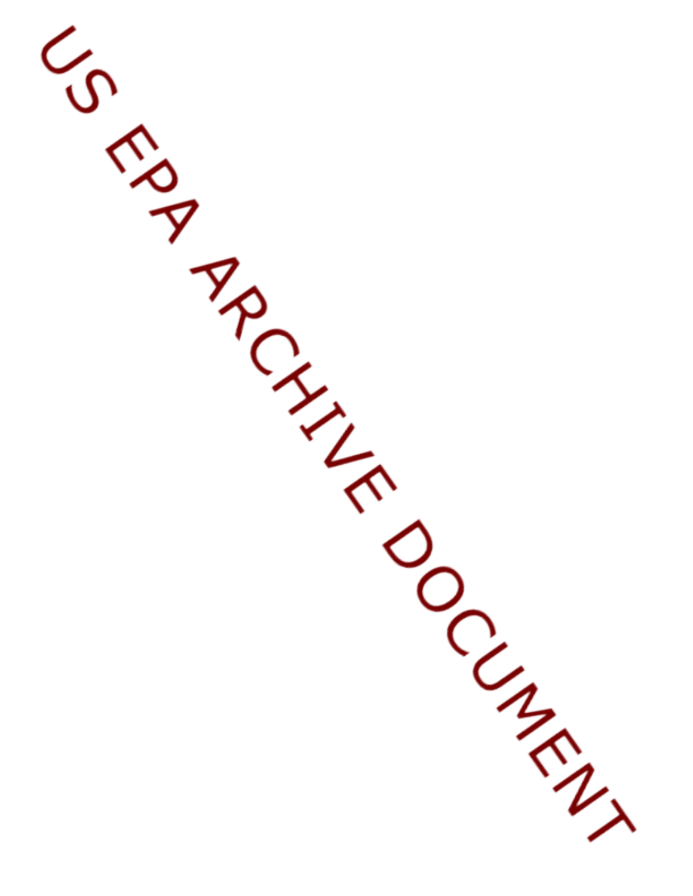US EPA ARCHIVE DOCUMENT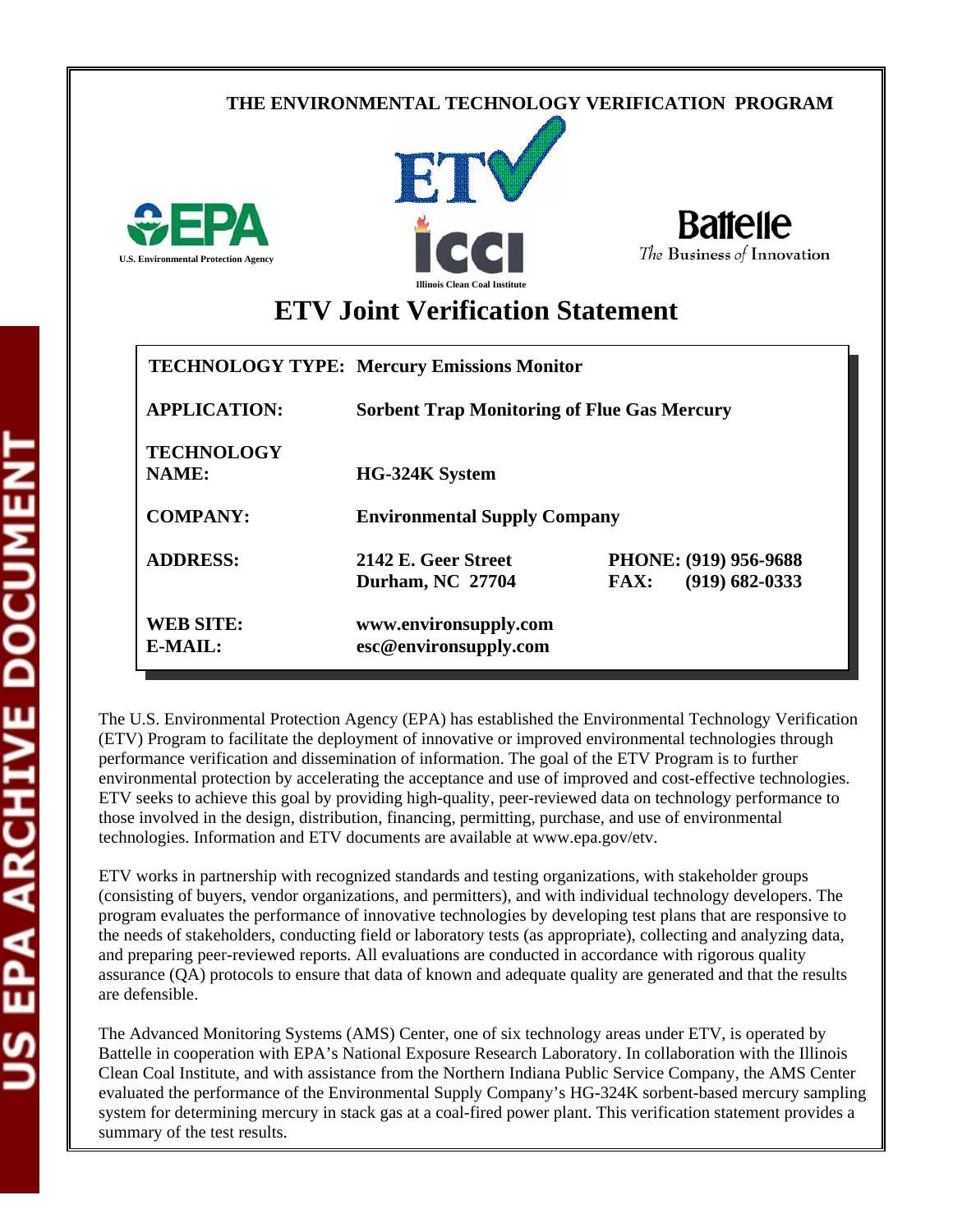THE ENVIRONMENTAL TECHNOLOGY VERIFICATION PROGRAM

U.S. Environmental Protection Agency

Illinois Clean Coal Institute

Battelle
*The Business of Innovation*

# ETV Joint Verification Statement

| | | |
|---|---|---|
| **TECHNOLOGY TYPE:** | **Mercury Emissions Monitor** | |
| **APPLICATION:** | **Sorbent Trap Monitoring of Flue Gas Mercury** | |
| **TECHNOLOGY NAME:** | **HG-324K System** | |
| **COMPANY:** | **Environmental Supply Company** | |
| **ADDRESS:** | **2142 E. Geer Street<br>Durham, NC 27704** | **PHONE: (919) 956-9688<br>FAX: (919) 682-0333** |
| **WEB SITE:<br>E-MAIL:** | **www.environsupply.com<br>esc@environsupply.com** | |

The U.S. Environmental Protection Agency (EPA) has established the Environmental Technology Verification (ETV) Program to facilitate the deployment of innovative or improved environmental technologies through performance verification and dissemination of information. The goal of the ETV Program is to further environmental protection by accelerating the acceptance and use of improved and cost-effective technologies. ETV seeks to achieve this goal by providing high-quality, peer-reviewed data on technology performance to those involved in the design, distribution, financing, permitting, purchase, and use of environmental technologies. Information and ETV documents are available at www.epa.gov/etv.

ETV works in partnership with recognized standards and testing organizations, with stakeholder groups (consisting of buyers, vendor organizations, and permitters), and with individual technology developers. The program evaluates the performance of innovative technologies by developing test plans that are responsive to the needs of stakeholders, conducting field or laboratory tests (as appropriate), collecting and analyzing data, and preparing peer-reviewed reports. All evaluations are conducted in accordance with rigorous quality assurance (QA) protocols to ensure that data of known and adequate quality are generated and that the results are defensible.

The Advanced Monitoring Systems (AMS) Center, one of six technology areas under ETV, is operated by Battelle in cooperation with EPA's National Exposure Research Laboratory. In collaboration with the Illinois Clean Coal Institute, and with assistance from the Northern Indiana Public Service Company, the AMS Center evaluated the performance of the Environmental Supply Company's HG-324K sorbent-based mercury sampling system for determining mercury in stack gas at a coal-fired power plant. This verification statement provides a summary of the test results.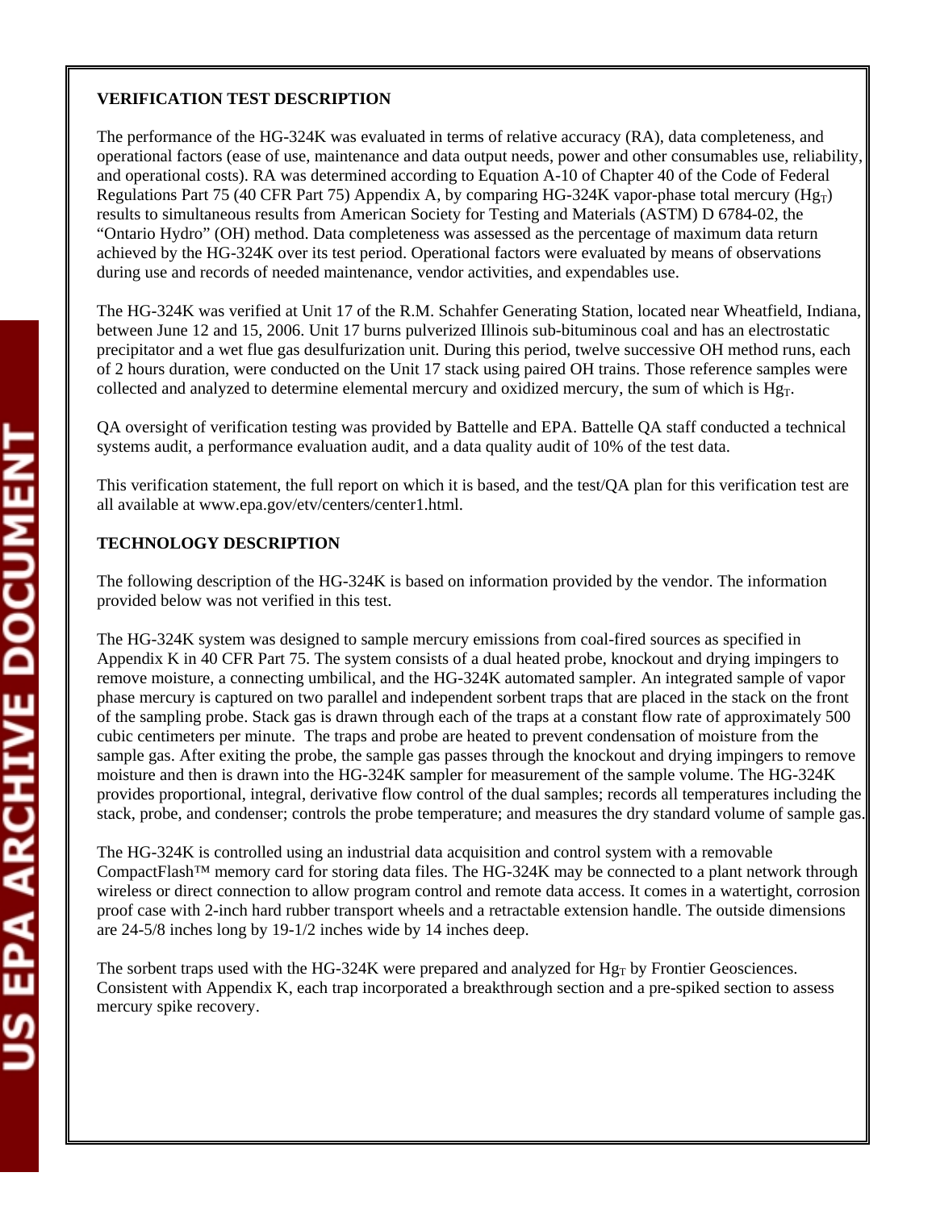**VERIFICATION TEST DESCRIPTION**

The performance of the HG-324K was evaluated in terms of relative accuracy (RA), data completeness, and operational factors (ease of use, maintenance and data output needs, power and other consumables use, reliability, and operational costs). RA was determined according to Equation A-10 of Chapter 40 of the Code of Federal Regulations Part 75 (40 CFR Part 75) Appendix A, by comparing HG-324K vapor-phase total mercury ($Hg_T$) results to simultaneous results from American Society for Testing and Materials (ASTM) D 6784-02, the "Ontario Hydro" (OH) method. Data completeness was assessed as the percentage of maximum data return achieved by the HG-324K over its test period. Operational factors were evaluated by means of observations during use and records of needed maintenance, vendor activities, and expendables use.

The HG-324K was verified at Unit 17 of the R.M. Schahfer Generating Station, located near Wheatfield, Indiana, between June 12 and 15, 2006. Unit 17 burns pulverized Illinois sub-bituminous coal and has an electrostatic precipitator and a wet flue gas desulfurization unit. During this period, twelve successive OH method runs, each of 2 hours duration, were conducted on the Unit 17 stack using paired OH trains. Those reference samples were collected and analyzed to determine elemental mercury and oxidized mercury, the sum of which is $Hg_T$.

QA oversight of verification testing was provided by Battelle and EPA. Battelle QA staff conducted a technical systems audit, a performance evaluation audit, and a data quality audit of 10% of the test data.

This verification statement, the full report on which it is based, and the test/QA plan for this verification test are all available at www.epa.gov/etv/centers/center1.html.

**TECHNOLOGY DESCRIPTION**

The following description of the HG-324K is based on information provided by the vendor. The information provided below was not verified in this test.

The HG-324K system was designed to sample mercury emissions from coal-fired sources as specified in Appendix K in 40 CFR Part 75. The system consists of a dual heated probe, knockout and drying impingers to remove moisture, a connecting umbilical, and the HG-324K automated sampler. An integrated sample of vapor phase mercury is captured on two parallel and independent sorbent traps that are placed in the stack on the front of the sampling probe. Stack gas is drawn through each of the traps at a constant flow rate of approximately 500 cubic centimeters per minute. The traps and probe are heated to prevent condensation of moisture from the sample gas. After exiting the probe, the sample gas passes through the knockout and drying impingers to remove moisture and then is drawn into the HG-324K sampler for measurement of the sample volume. The HG-324K provides proportional, integral, derivative flow control of the dual samples; records all temperatures including the stack, probe, and condenser; controls the probe temperature; and measures the dry standard volume of sample gas.

The HG-324K is controlled using an industrial data acquisition and control system with a removable CompactFlash™ memory card for storing data files. The HG-324K may be connected to a plant network through wireless or direct connection to allow program control and remote data access. It comes in a watertight, corrosion proof case with 2-inch hard rubber transport wheels and a retractable extension handle. The outside dimensions are 24-5/8 inches long by 19-1/2 inches wide by 14 inches deep.

The sorbent traps used with the HG-324K were prepared and analyzed for $Hg_T$ by Frontier Geosciences. Consistent with Appendix K, each trap incorporated a breakthrough section and a pre-spiked section to assess mercury spike recovery.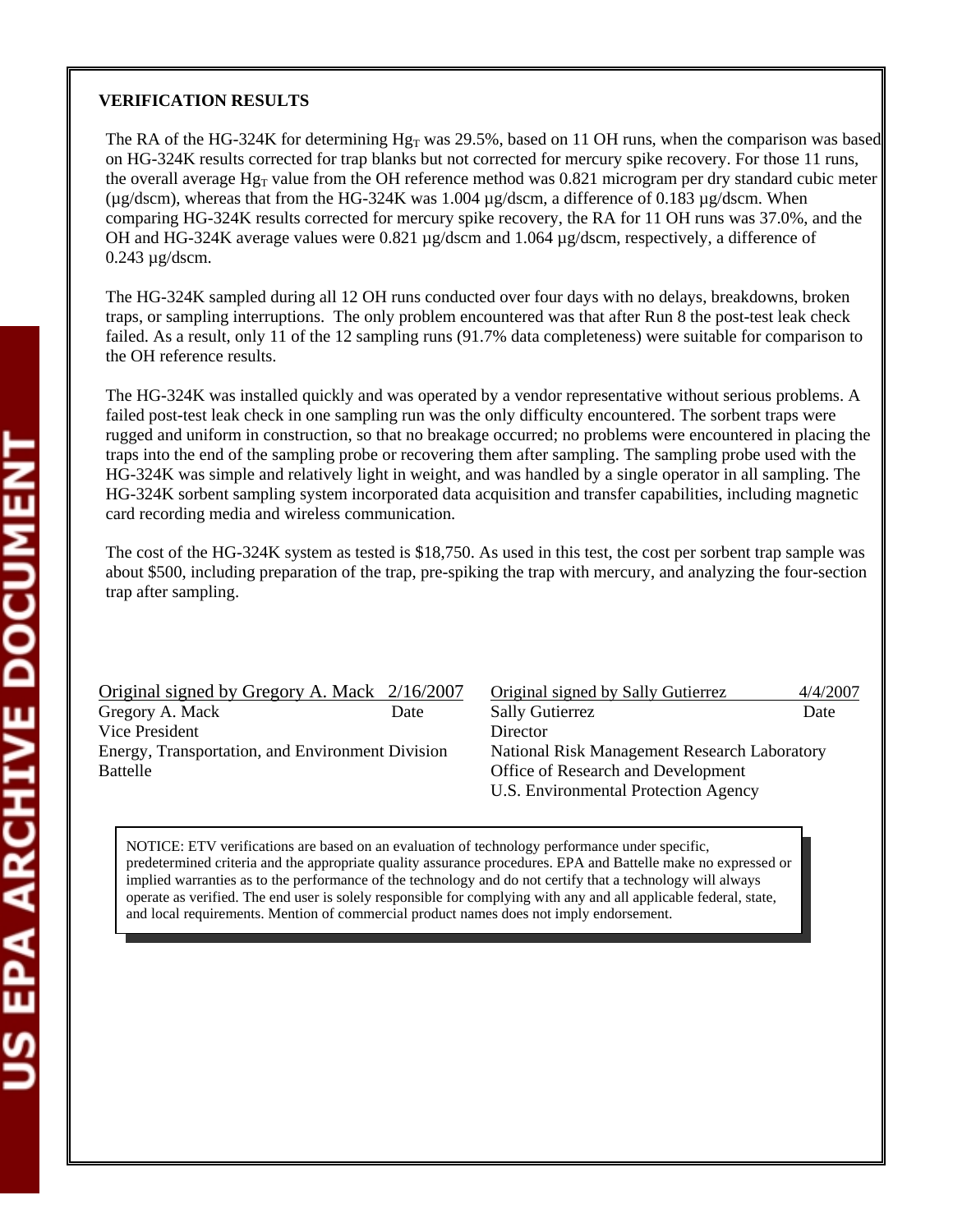**VERIFICATION RESULTS**

The RA of the HG-324K for determining $Hg_T$ was 29.5%, based on 11 OH runs, when the comparison was based on HG-324K results corrected for trap blanks but not corrected for mercury spike recovery. For those 11 runs, the overall average $Hg_T$ value from the OH reference method was 0.821 microgram per dry standard cubic meter (µg/dscm), whereas that from the HG-324K was 1.004 µg/dscm, a difference of 0.183 µg/dscm. When comparing HG-324K results corrected for mercury spike recovery, the RA for 11 OH runs was 37.0%, and the OH and HG-324K average values were 0.821 µg/dscm and 1.064 µg/dscm, respectively, a difference of 0.243 µg/dscm.

The HG-324K sampled during all 12 OH runs conducted over four days with no delays, breakdowns, broken traps, or sampling interruptions. The only problem encountered was that after Run 8 the post-test leak check failed. As a result, only 11 of the 12 sampling runs (91.7% data completeness) were suitable for comparison to the OH reference results.

The HG-324K was installed quickly and was operated by a vendor representative without serious problems. A failed post-test leak check in one sampling run was the only difficulty encountered. The sorbent traps were rugged and uniform in construction, so that no breakage occurred; no problems were encountered in placing the traps into the end of the sampling probe or recovering them after sampling. The sampling probe used with the HG-324K was simple and relatively light in weight, and was handled by a single operator in all sampling. The HG-324K sorbent sampling system incorporated data acquisition and transfer capabilities, including magnetic card recording media and wireless communication.

The cost of the HG-324K system as tested is $18,750. As used in this test, the cost per sorbent trap sample was about $500, including preparation of the trap, pre-spiking the trap with mercury, and analyzing the four-section trap after sampling.

Original signed by Gregory A. Mack 2/16/2007
Gregory A. Mack — Date
Vice President
Energy, Transportation, and Environment Division
Battelle

Original signed by Sally Gutierrez 4/4/2007
Sally Gutierrez — Date
Director
National Risk Management Research Laboratory
Office of Research and Development
U.S. Environmental Protection Agency

NOTICE: ETV verifications are based on an evaluation of technology performance under specific, predetermined criteria and the appropriate quality assurance procedures. EPA and Battelle make no expressed or implied warranties as to the performance of the technology and do not certify that a technology will always operate as verified. The end user is solely responsible for complying with any and all applicable federal, state, and local requirements. Mention of commercial product names does not imply endorsement.